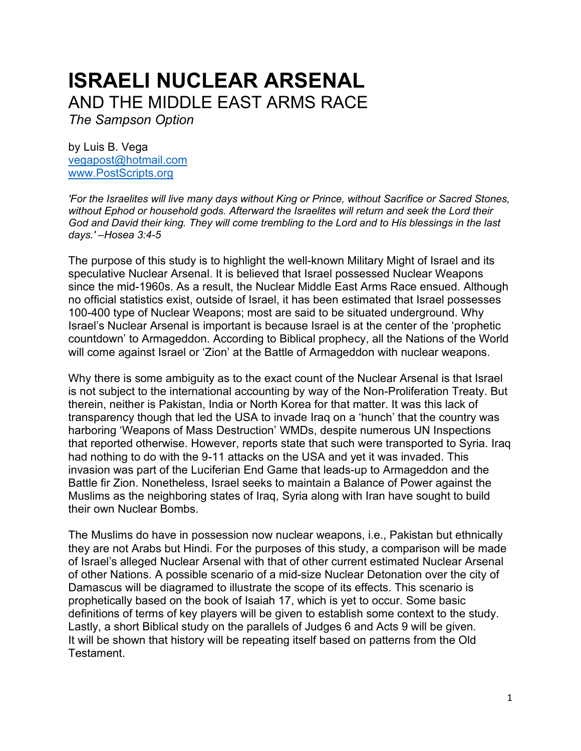# ISRAELI NUCLEAR ARSENAL

## AND THE MIDDLE EAST ARMS RACE

*The Sampson Option*

by Luis B. Vega
vegapost@hotmail.com
www.PostScripts.org

*'For the Israelites will live many days without King or Prince, without Sacrifice or Sacred Stones, without Ephod or household gods. Afterward the Israelites will return and seek the Lord their God and David their king. They will come trembling to the Lord and to His blessings in the last days.' –Hosea 3:4-5*

The purpose of this study is to highlight the well-known Military Might of Israel and its speculative Nuclear Arsenal. It is believed that Israel possessed Nuclear Weapons since the mid-1960s. As a result, the Nuclear Middle East Arms Race ensued. Although no official statistics exist, outside of Israel, it has been estimated that Israel possesses 100-400 type of Nuclear Weapons; most are said to be situated underground. Why Israel's Nuclear Arsenal is important is because Israel is at the center of the 'prophetic countdown' to Armageddon. According to Biblical prophecy, all the Nations of the World will come against Israel or 'Zion' at the Battle of Armageddon with nuclear weapons.

Why there is some ambiguity as to the exact count of the Nuclear Arsenal is that Israel is not subject to the international accounting by way of the Non-Proliferation Treaty. But therein, neither is Pakistan, India or North Korea for that matter. It was this lack of transparency though that led the USA to invade Iraq on a 'hunch' that the country was harboring 'Weapons of Mass Destruction' WMDs, despite numerous UN Inspections that reported otherwise. However, reports state that such were transported to Syria. Iraq had nothing to do with the 9-11 attacks on the USA and yet it was invaded. This invasion was part of the Luciferian End Game that leads-up to Armageddon and the Battle fir Zion. Nonetheless, Israel seeks to maintain a Balance of Power against the Muslims as the neighboring states of Iraq, Syria along with Iran have sought to build their own Nuclear Bombs.

The Muslims do have in possession now nuclear weapons, i.e., Pakistan but ethnically they are not Arabs but Hindi. For the purposes of this study, a comparison will be made of Israel's alleged Nuclear Arsenal with that of other current estimated Nuclear Arsenal of other Nations. A possible scenario of a mid-size Nuclear Detonation over the city of Damascus will be diagramed to illustrate the scope of its effects. This scenario is prophetically based on the book of Isaiah 17, which is yet to occur. Some basic definitions of terms of key players will be given to establish some context to the study. Lastly, a short Biblical study on the parallels of Judges 6 and Acts 9 will be given. It will be shown that history will be repeating itself based on patterns from the Old Testament.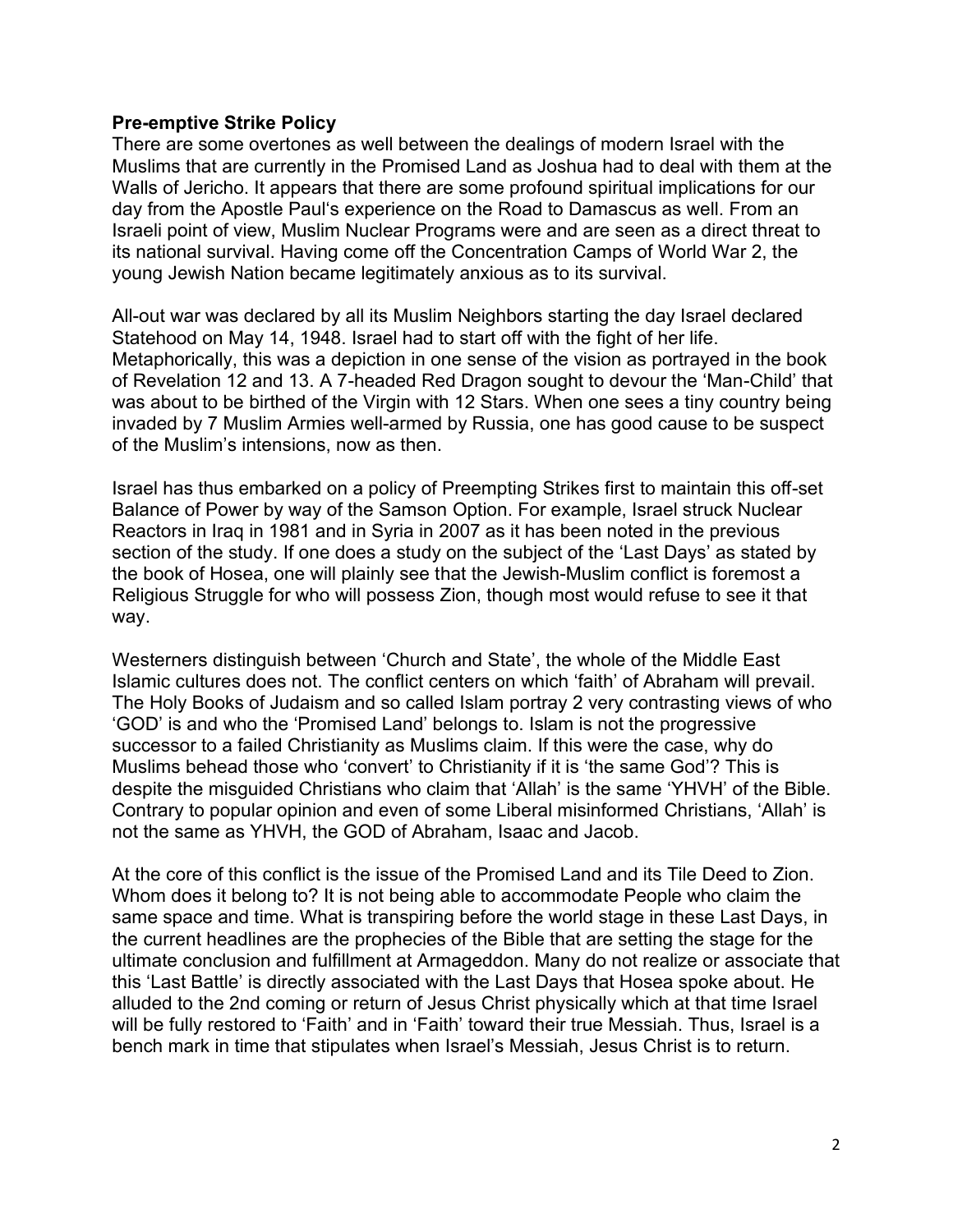**Pre-emptive Strike Policy**

There are some overtones as well between the dealings of modern Israel with the Muslims that are currently in the Promised Land as Joshua had to deal with them at the Walls of Jericho. It appears that there are some profound spiritual implications for our day from the Apostle Paul's experience on the Road to Damascus as well. From an Israeli point of view, Muslim Nuclear Programs were and are seen as a direct threat to its national survival. Having come off the Concentration Camps of World War 2, the young Jewish Nation became legitimately anxious as to its survival.

All-out war was declared by all its Muslim Neighbors starting the day Israel declared Statehood on May 14, 1948. Israel had to start off with the fight of her life. Metaphorically, this was a depiction in one sense of the vision as portrayed in the book of Revelation 12 and 13. A 7-headed Red Dragon sought to devour the 'Man-Child' that was about to be birthed of the Virgin with 12 Stars. When one sees a tiny country being invaded by 7 Muslim Armies well-armed by Russia, one has good cause to be suspect of the Muslim's intensions, now as then.

Israel has thus embarked on a policy of Preempting Strikes first to maintain this off-set Balance of Power by way of the Samson Option. For example, Israel struck Nuclear Reactors in Iraq in 1981 and in Syria in 2007 as it has been noted in the previous section of the study. If one does a study on the subject of the 'Last Days' as stated by the book of Hosea, one will plainly see that the Jewish-Muslim conflict is foremost a Religious Struggle for who will possess Zion, though most would refuse to see it that way.

Westerners distinguish between 'Church and State', the whole of the Middle East Islamic cultures does not. The conflict centers on which 'faith' of Abraham will prevail. The Holy Books of Judaism and so called Islam portray 2 very contrasting views of who 'GOD' is and who the 'Promised Land' belongs to. Islam is not the progressive successor to a failed Christianity as Muslims claim. If this were the case, why do Muslims behead those who 'convert' to Christianity if it is 'the same God'? This is despite the misguided Christians who claim that 'Allah' is the same 'YHVH' of the Bible. Contrary to popular opinion and even of some Liberal misinformed Christians, 'Allah' is not the same as YHVH, the GOD of Abraham, Isaac and Jacob.

At the core of this conflict is the issue of the Promised Land and its Tile Deed to Zion. Whom does it belong to? It is not being able to accommodate People who claim the same space and time. What is transpiring before the world stage in these Last Days, in the current headlines are the prophecies of the Bible that are setting the stage for the ultimate conclusion and fulfillment at Armageddon. Many do not realize or associate that this 'Last Battle' is directly associated with the Last Days that Hosea spoke about. He alluded to the 2nd coming or return of Jesus Christ physically which at that time Israel will be fully restored to 'Faith' and in 'Faith' toward their true Messiah. Thus, Israel is a bench mark in time that stipulates when Israel's Messiah, Jesus Christ is to return.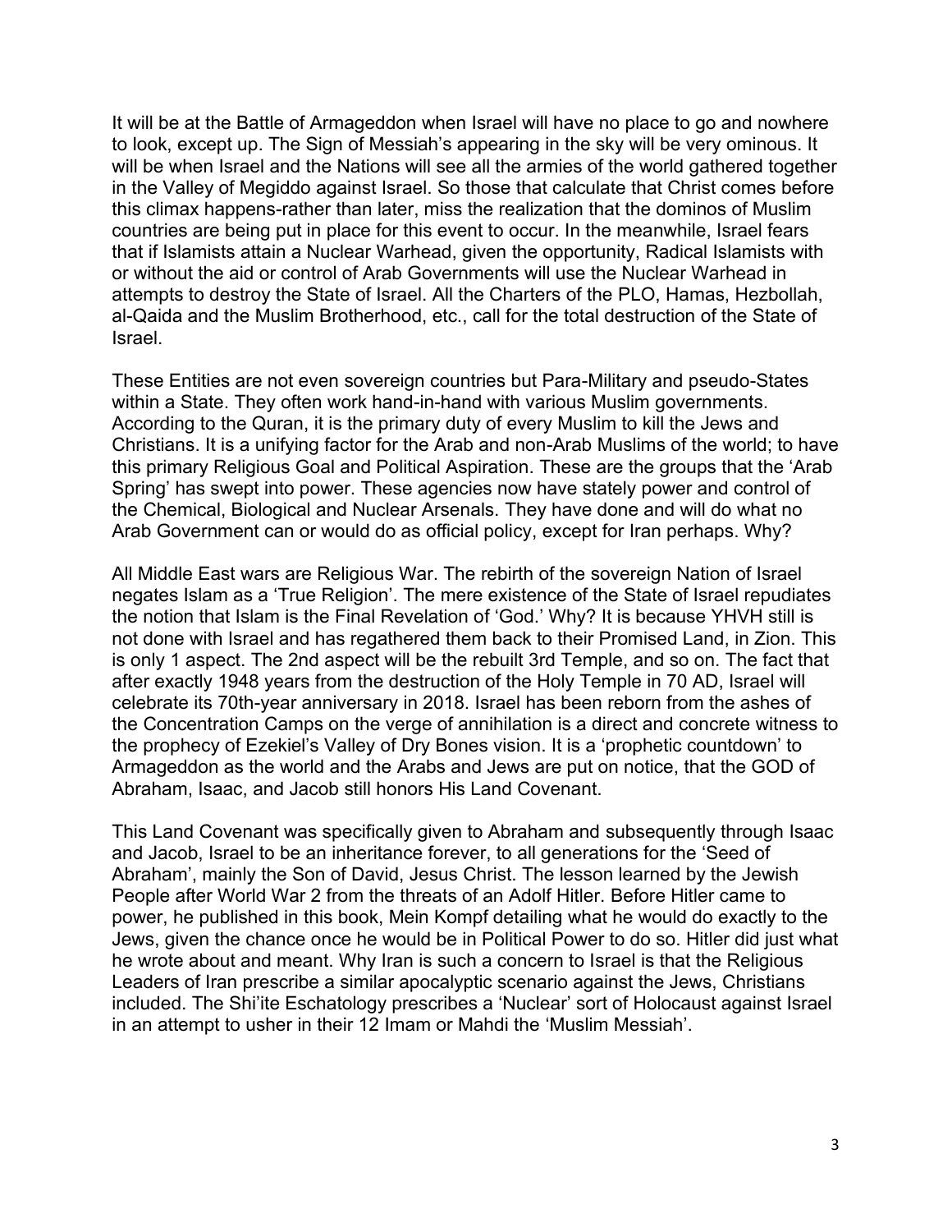It will be at the Battle of Armageddon when Israel will have no place to go and nowhere to look, except up. The Sign of Messiah's appearing in the sky will be very ominous. It will be when Israel and the Nations will see all the armies of the world gathered together in the Valley of Megiddo against Israel. So those that calculate that Christ comes before this climax happens-rather than later, miss the realization that the dominos of Muslim countries are being put in place for this event to occur. In the meanwhile, Israel fears that if Islamists attain a Nuclear Warhead, given the opportunity, Radical Islamists with or without the aid or control of Arab Governments will use the Nuclear Warhead in attempts to destroy the State of Israel. All the Charters of the PLO, Hamas, Hezbollah, al-Qaida and the Muslim Brotherhood, etc., call for the total destruction of the State of Israel.

These Entities are not even sovereign countries but Para-Military and pseudo-States within a State. They often work hand-in-hand with various Muslim governments. According to the Quran, it is the primary duty of every Muslim to kill the Jews and Christians. It is a unifying factor for the Arab and non-Arab Muslims of the world; to have this primary Religious Goal and Political Aspiration. These are the groups that the 'Arab Spring' has swept into power. These agencies now have stately power and control of the Chemical, Biological and Nuclear Arsenals. They have done and will do what no Arab Government can or would do as official policy, except for Iran perhaps. Why?

All Middle East wars are Religious War. The rebirth of the sovereign Nation of Israel negates Islam as a 'True Religion'. The mere existence of the State of Israel repudiates the notion that Islam is the Final Revelation of 'God.' Why? It is because YHVH still is not done with Israel and has regathered them back to their Promised Land, in Zion. This is only 1 aspect. The 2nd aspect will be the rebuilt 3rd Temple, and so on. The fact that after exactly 1948 years from the destruction of the Holy Temple in 70 AD, Israel will celebrate its 70th-year anniversary in 2018. Israel has been reborn from the ashes of the Concentration Camps on the verge of annihilation is a direct and concrete witness to the prophecy of Ezekiel's Valley of Dry Bones vision. It is a 'prophetic countdown' to Armageddon as the world and the Arabs and Jews are put on notice, that the GOD of Abraham, Isaac, and Jacob still honors His Land Covenant.

This Land Covenant was specifically given to Abraham and subsequently through Isaac and Jacob, Israel to be an inheritance forever, to all generations for the 'Seed of Abraham', mainly the Son of David, Jesus Christ. The lesson learned by the Jewish People after World War 2 from the threats of an Adolf Hitler. Before Hitler came to power, he published in this book, Mein Kompf detailing what he would do exactly to the Jews, given the chance once he would be in Political Power to do so. Hitler did just what he wrote about and meant. Why Iran is such a concern to Israel is that the Religious Leaders of Iran prescribe a similar apocalyptic scenario against the Jews, Christians included. The Shi'ite Eschatology prescribes a 'Nuclear' sort of Holocaust against Israel in an attempt to usher in their 12 Imam or Mahdi the 'Muslim Messiah'.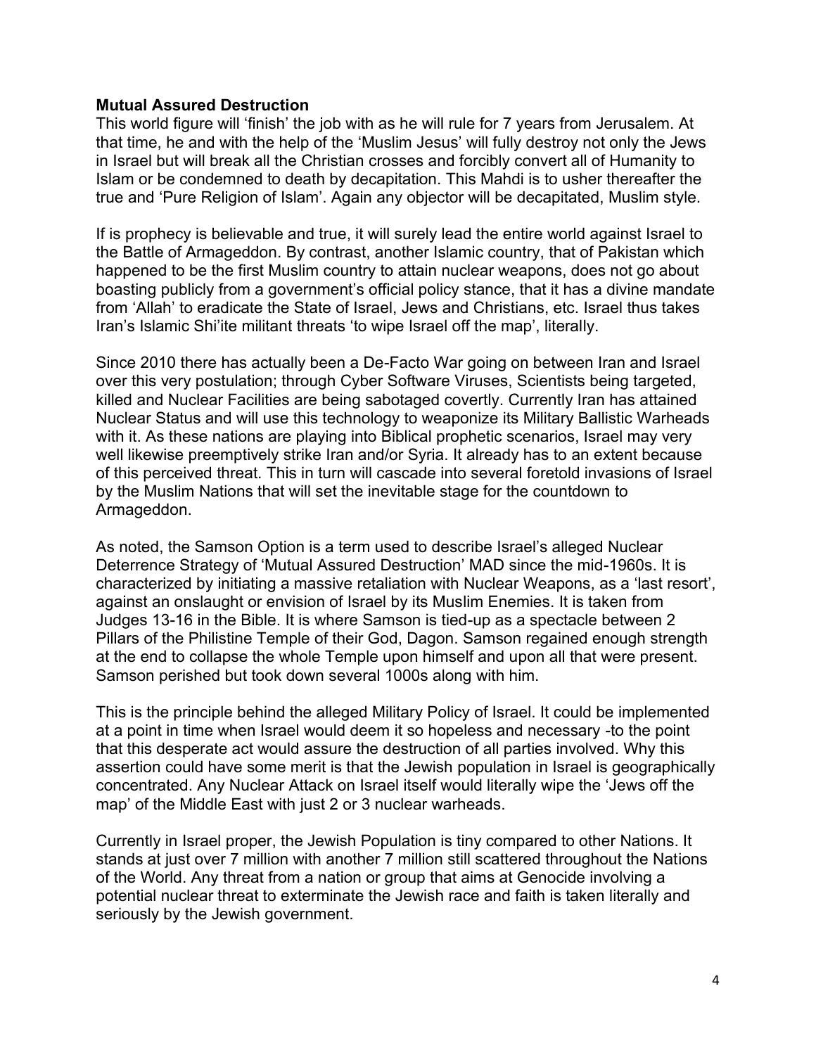**Mutual Assured Destruction**

This world figure will 'finish' the job with as he will rule for 7 years from Jerusalem. At that time, he and with the help of the 'Muslim Jesus' will fully destroy not only the Jews in Israel but will break all the Christian crosses and forcibly convert all of Humanity to Islam or be condemned to death by decapitation. This Mahdi is to usher thereafter the true and 'Pure Religion of Islam'. Again any objector will be decapitated, Muslim style.

If is prophecy is believable and true, it will surely lead the entire world against Israel to the Battle of Armageddon. By contrast, another Islamic country, that of Pakistan which happened to be the first Muslim country to attain nuclear weapons, does not go about boasting publicly from a government's official policy stance, that it has a divine mandate from 'Allah' to eradicate the State of Israel, Jews and Christians, etc. Israel thus takes Iran's Islamic Shi'ite militant threats 'to wipe Israel off the map', literally.

Since 2010 there has actually been a De-Facto War going on between Iran and Israel over this very postulation; through Cyber Software Viruses, Scientists being targeted, killed and Nuclear Facilities are being sabotaged covertly. Currently Iran has attained Nuclear Status and will use this technology to weaponize its Military Ballistic Warheads with it. As these nations are playing into Biblical prophetic scenarios, Israel may very well likewise preemptively strike Iran and/or Syria. It already has to an extent because of this perceived threat. This in turn will cascade into several foretold invasions of Israel by the Muslim Nations that will set the inevitable stage for the countdown to Armageddon.

As noted, the Samson Option is a term used to describe Israel's alleged Nuclear Deterrence Strategy of 'Mutual Assured Destruction' MAD since the mid-1960s. It is characterized by initiating a massive retaliation with Nuclear Weapons, as a 'last resort', against an onslaught or envision of Israel by its Muslim Enemies. It is taken from Judges 13-16 in the Bible. It is where Samson is tied-up as a spectacle between 2 Pillars of the Philistine Temple of their God, Dagon. Samson regained enough strength at the end to collapse the whole Temple upon himself and upon all that were present. Samson perished but took down several 1000s along with him.

This is the principle behind the alleged Military Policy of Israel. It could be implemented at a point in time when Israel would deem it so hopeless and necessary -to the point that this desperate act would assure the destruction of all parties involved. Why this assertion could have some merit is that the Jewish population in Israel is geographically concentrated. Any Nuclear Attack on Israel itself would literally wipe the 'Jews off the map' of the Middle East with just 2 or 3 nuclear warheads.

Currently in Israel proper, the Jewish Population is tiny compared to other Nations. It stands at just over 7 million with another 7 million still scattered throughout the Nations of the World. Any threat from a nation or group that aims at Genocide involving a potential nuclear threat to exterminate the Jewish race and faith is taken literally and seriously by the Jewish government.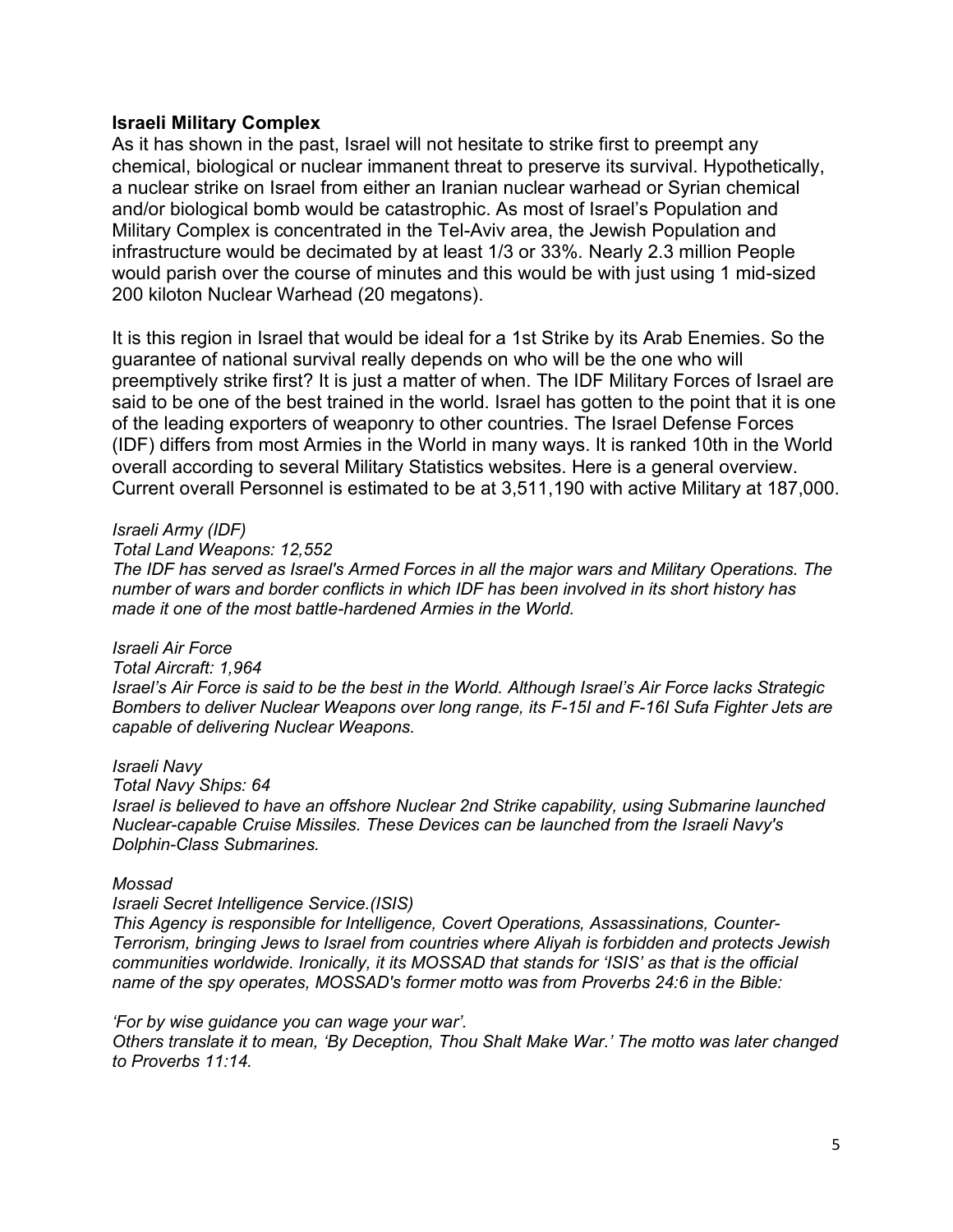### **Israeli Military Complex**

As it has shown in the past, Israel will not hesitate to strike first to preempt any chemical, biological or nuclear immanent threat to preserve its survival. Hypothetically, a nuclear strike on Israel from either an Iranian nuclear warhead or Syrian chemical and/or biological bomb would be catastrophic. As most of Israel's Population and Military Complex is concentrated in the Tel-Aviv area, the Jewish Population and infrastructure would be decimated by at least 1/3 or 33%. Nearly 2.3 million People would parish over the course of minutes and this would be with just using 1 mid-sized 200 kiloton Nuclear Warhead (20 megatons).

It is this region in Israel that would be ideal for a 1st Strike by its Arab Enemies. So the guarantee of national survival really depends on who will be the one who will preemptively strike first? It is just a matter of when. The IDF Military Forces of Israel are said to be one of the best trained in the world. Israel has gotten to the point that it is one of the leading exporters of weaponry to other countries. The Israel Defense Forces (IDF) differs from most Armies in the World in many ways. It is ranked 10th in the World overall according to several Military Statistics websites. Here is a general overview. Current overall Personnel is estimated to be at 3,511,190 with active Military at 187,000.

*Israeli Army (IDF)*
*Total Land Weapons: 12,552*
*The IDF has served as Israel's Armed Forces in all the major wars and Military Operations. The number of wars and border conflicts in which IDF has been involved in its short history has made it one of the most battle-hardened Armies in the World.*

*Israeli Air Force*
*Total Aircraft: 1,964*
*Israel's Air Force is said to be the best in the World. Although Israel's Air Force lacks Strategic Bombers to deliver Nuclear Weapons over long range, its F-15I and F-16I Sufa Fighter Jets are capable of delivering Nuclear Weapons.*

*Israeli Navy*
*Total Navy Ships: 64*
*Israel is believed to have an offshore Nuclear 2nd Strike capability, using Submarine launched Nuclear-capable Cruise Missiles. These Devices can be launched from the Israeli Navy's Dolphin-Class Submarines.*

*Mossad*
*Israeli Secret Intelligence Service.(ISIS)*
*This Agency is responsible for Intelligence, Covert Operations, Assassinations, Counter-Terrorism, bringing Jews to Israel from countries where Aliyah is forbidden and protects Jewish communities worldwide. Ironically, it its MOSSAD that stands for 'ISIS' as that is the official name of the spy operates, MOSSAD's former motto was from Proverbs 24:6 in the Bible:*

*'For by wise guidance you can wage your war'.*
*Others translate it to mean, 'By Deception, Thou Shalt Make War.' The motto was later changed to Proverbs 11:14.*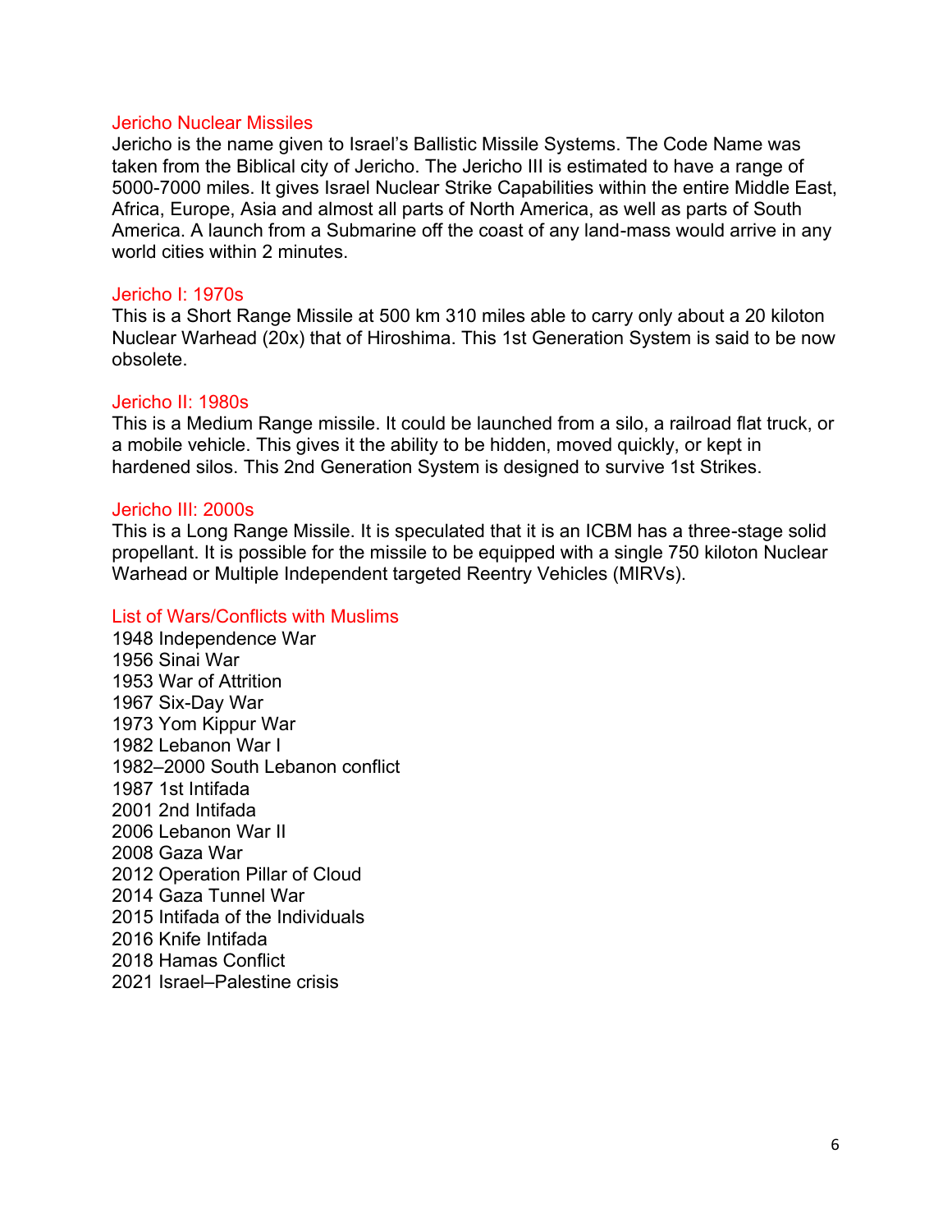## Jericho Nuclear Missiles

Jericho is the name given to Israel's Ballistic Missile Systems. The Code Name was taken from the Biblical city of Jericho. The Jericho III is estimated to have a range of 5000-7000 miles. It gives Israel Nuclear Strike Capabilities within the entire Middle East, Africa, Europe, Asia and almost all parts of North America, as well as parts of South America. A launch from a Submarine off the coast of any land-mass would arrive in any world cities within 2 minutes.

## Jericho I: 1970s

This is a Short Range Missile at 500 km 310 miles able to carry only about a 20 kiloton Nuclear Warhead (20x) that of Hiroshima. This 1st Generation System is said to be now obsolete.

## Jericho II: 1980s

This is a Medium Range missile. It could be launched from a silo, a railroad flat truck, or a mobile vehicle. This gives it the ability to be hidden, moved quickly, or kept in hardened silos. This 2nd Generation System is designed to survive 1st Strikes.

## Jericho III: 2000s

This is a Long Range Missile. It is speculated that it is an ICBM has a three-stage solid propellant. It is possible for the missile to be equipped with a single 750 kiloton Nuclear Warhead or Multiple Independent targeted Reentry Vehicles (MIRVs).

## List of Wars/Conflicts with Muslims

1948 Independence War
1956 Sinai War
1953 War of Attrition
1967 Six-Day War
1973 Yom Kippur War
1982 Lebanon War I
1982–2000 South Lebanon conflict
1987 1st Intifada
2001 2nd Intifada
2006 Lebanon War II
2008 Gaza War
2012 Operation Pillar of Cloud
2014 Gaza Tunnel War
2015 Intifada of the Individuals
2016 Knife Intifada
2018 Hamas Conflict
2021 Israel–Palestine crisis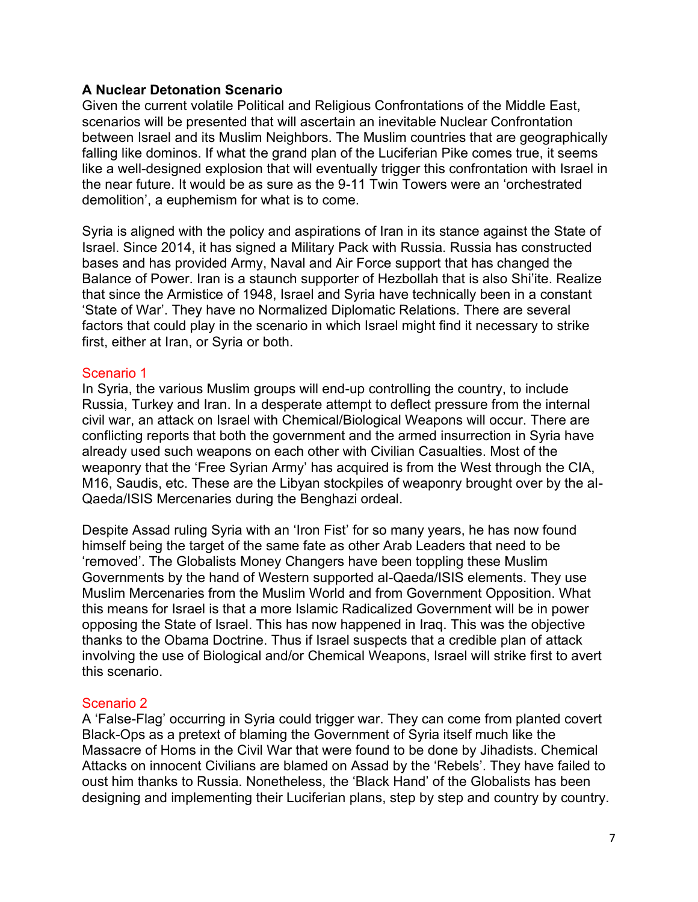**A Nuclear Detonation Scenario**

Given the current volatile Political and Religious Confrontations of the Middle East, scenarios will be presented that will ascertain an inevitable Nuclear Confrontation between Israel and its Muslim Neighbors. The Muslim countries that are geographically falling like dominos. If what the grand plan of the Luciferian Pike comes true, it seems like a well-designed explosion that will eventually trigger this confrontation with Israel in the near future. It would be as sure as the 9-11 Twin Towers were an 'orchestrated demolition', a euphemism for what is to come.

Syria is aligned with the policy and aspirations of Iran in its stance against the State of Israel. Since 2014, it has signed a Military Pack with Russia. Russia has constructed bases and has provided Army, Naval and Air Force support that has changed the Balance of Power. Iran is a staunch supporter of Hezbollah that is also Shi'ite. Realize that since the Armistice of 1948, Israel and Syria have technically been in a constant 'State of War'. They have no Normalized Diplomatic Relations. There are several factors that could play in the scenario in which Israel might find it necessary to strike first, either at Iran, or Syria or both.

Scenario 1

In Syria, the various Muslim groups will end-up controlling the country, to include Russia, Turkey and Iran. In a desperate attempt to deflect pressure from the internal civil war, an attack on Israel with Chemical/Biological Weapons will occur. There are conflicting reports that both the government and the armed insurrection in Syria have already used such weapons on each other with Civilian Casualties. Most of the weaponry that the 'Free Syrian Army' has acquired is from the West through the CIA, M16, Saudis, etc. These are the Libyan stockpiles of weaponry brought over by the al-Qaeda/ISIS Mercenaries during the Benghazi ordeal.

Despite Assad ruling Syria with an 'Iron Fist' for so many years, he has now found himself being the target of the same fate as other Arab Leaders that need to be 'removed'. The Globalists Money Changers have been toppling these Muslim Governments by the hand of Western supported al-Qaeda/ISIS elements. They use Muslim Mercenaries from the Muslim World and from Government Opposition. What this means for Israel is that a more Islamic Radicalized Government will be in power opposing the State of Israel. This has now happened in Iraq. This was the objective thanks to the Obama Doctrine. Thus if Israel suspects that a credible plan of attack involving the use of Biological and/or Chemical Weapons, Israel will strike first to avert this scenario.

Scenario 2

A 'False-Flag' occurring in Syria could trigger war. They can come from planted covert Black-Ops as a pretext of blaming the Government of Syria itself much like the Massacre of Homs in the Civil War that were found to be done by Jihadists. Chemical Attacks on innocent Civilians are blamed on Assad by the 'Rebels'. They have failed to oust him thanks to Russia. Nonetheless, the 'Black Hand' of the Globalists has been designing and implementing their Luciferian plans, step by step and country by country.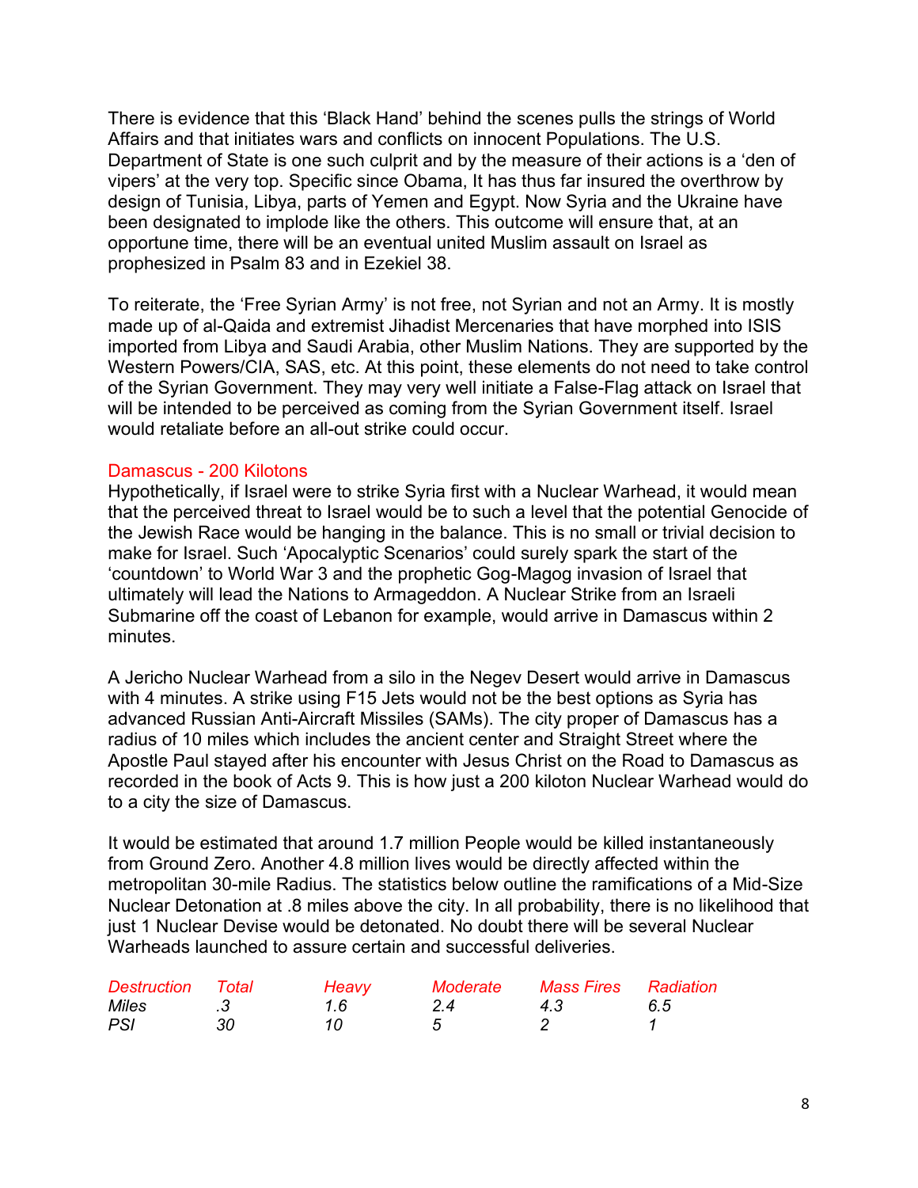There is evidence that this 'Black Hand' behind the scenes pulls the strings of World Affairs and that initiates wars and conflicts on innocent Populations. The U.S. Department of State is one such culprit and by the measure of their actions is a 'den of vipers' at the very top. Specific since Obama, It has thus far insured the overthrow by design of Tunisia, Libya, parts of Yemen and Egypt. Now Syria and the Ukraine have been designated to implode like the others. This outcome will ensure that, at an opportune time, there will be an eventual united Muslim assault on Israel as prophesized in Psalm 83 and in Ezekiel 38.

To reiterate, the 'Free Syrian Army' is not free, not Syrian and not an Army. It is mostly made up of al-Qaida and extremist Jihadist Mercenaries that have morphed into ISIS imported from Libya and Saudi Arabia, other Muslim Nations. They are supported by the Western Powers/CIA, SAS, etc. At this point, these elements do not need to take control of the Syrian Government. They may very well initiate a False-Flag attack on Israel that will be intended to be perceived as coming from the Syrian Government itself. Israel would retaliate before an all-out strike could occur.

### Damascus - 200 Kilotons

Hypothetically, if Israel were to strike Syria first with a Nuclear Warhead, it would mean that the perceived threat to Israel would be to such a level that the potential Genocide of the Jewish Race would be hanging in the balance. This is no small or trivial decision to make for Israel. Such 'Apocalyptic Scenarios' could surely spark the start of the 'countdown' to World War 3 and the prophetic Gog-Magog invasion of Israel that ultimately will lead the Nations to Armageddon. A Nuclear Strike from an Israeli Submarine off the coast of Lebanon for example, would arrive in Damascus within 2 minutes.

A Jericho Nuclear Warhead from a silo in the Negev Desert would arrive in Damascus with 4 minutes. A strike using F15 Jets would not be the best options as Syria has advanced Russian Anti-Aircraft Missiles (SAMs). The city proper of Damascus has a radius of 10 miles which includes the ancient center and Straight Street where the Apostle Paul stayed after his encounter with Jesus Christ on the Road to Damascus as recorded in the book of Acts 9. This is how just a 200 kiloton Nuclear Warhead would do to a city the size of Damascus.

It would be estimated that around 1.7 million People would be killed instantaneously from Ground Zero. Another 4.8 million lives would be directly affected within the metropolitan 30-mile Radius. The statistics below outline the ramifications of a Mid-Size Nuclear Detonation at .8 miles above the city. In all probability, there is no likelihood that just 1 Nuclear Devise would be detonated. No doubt there will be several Nuclear Warheads launched to assure certain and successful deliveries.

| *Destruction* | *Total* | *Heavy* | *Moderate* | *Mass Fires* | *Radiation* |
|---|---|---|---|---|---|
| *Miles* | *.3* | *1.6* | *2.4* | *4.3* | *6.5* |
| *PSI* | *30* | *10* | *5* | *2* | *1* |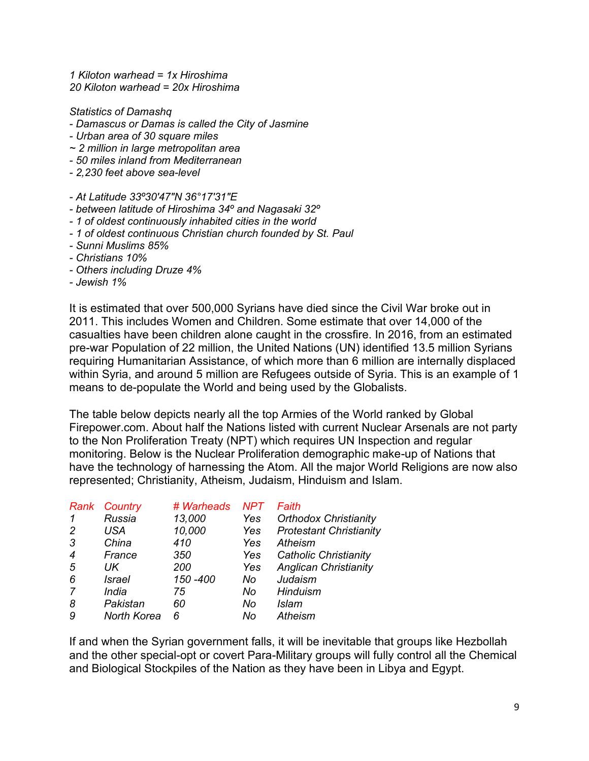*1 Kiloton warhead = 1x Hiroshima*
*20 Kiloton warhead = 20x Hiroshima*

*Statistics of Damashq*
*- Damascus or Damas is called the City of Jasmine*
*- Urban area of 30 square miles*
*~ 2 million in large metropolitan area*
*- 50 miles inland from Mediterranean*
*- 2,230 feet above sea-level*

*- At Latitude 33º30'47"N 36°17'31"E*
*- between latitude of Hiroshima 34º and Nagasaki 32º*
*- 1 of oldest continuously inhabited cities in the world*
*- 1 of oldest continuous Christian church founded by St. Paul*
*- Sunni Muslims 85%*
*- Christians 10%*
*- Others including Druze 4%*
*- Jewish 1%*

It is estimated that over 500,000 Syrians have died since the Civil War broke out in 2011. This includes Women and Children. Some estimate that over 14,000 of the casualties have been children alone caught in the crossfire. In 2016, from an estimated pre-war Population of 22 million, the United Nations (UN) identified 13.5 million Syrians requiring Humanitarian Assistance, of which more than 6 million are internally displaced within Syria, and around 5 million are Refugees outside of Syria. This is an example of 1 means to de-populate the World and being used by the Globalists.

The table below depicts nearly all the top Armies of the World ranked by Global Firepower.com. About half the Nations listed with current Nuclear Arsenals are not party to the Non Proliferation Treaty (NPT) which requires UN Inspection and regular monitoring. Below is the Nuclear Proliferation demographic make-up of Nations that have the technology of harnessing the Atom. All the major World Religions are now also represented; Christianity, Atheism, Judaism, Hinduism and Islam.

| *Rank* | *Country* | *# Warheads* | *NPT* | *Faith* |
|---|---|---|---|---|
| *1* | *Russia* | *13,000* | *Yes* | *Orthodox Christianity* |
| *2* | *USA* | *10,000* | *Yes* | *Protestant Christianity* |
| *3* | *China* | *410* | *Yes* | *Atheism* |
| *4* | *France* | *350* | *Yes* | *Catholic Christianity* |
| *5* | *UK* | *200* | *Yes* | *Anglican Christianity* |
| *6* | *Israel* | *150 -400* | *No* | *Judaism* |
| *7* | *India* | *75* | *No* | *Hinduism* |
| *8* | *Pakistan* | *60* | *No* | *Islam* |
| *9* | *North Korea* | *6* | *No* | *Atheism* |

If and when the Syrian government falls, it will be inevitable that groups like Hezbollah and the other special-opt or covert Para-Military groups will fully control all the Chemical and Biological Stockpiles of the Nation as they have been in Libya and Egypt.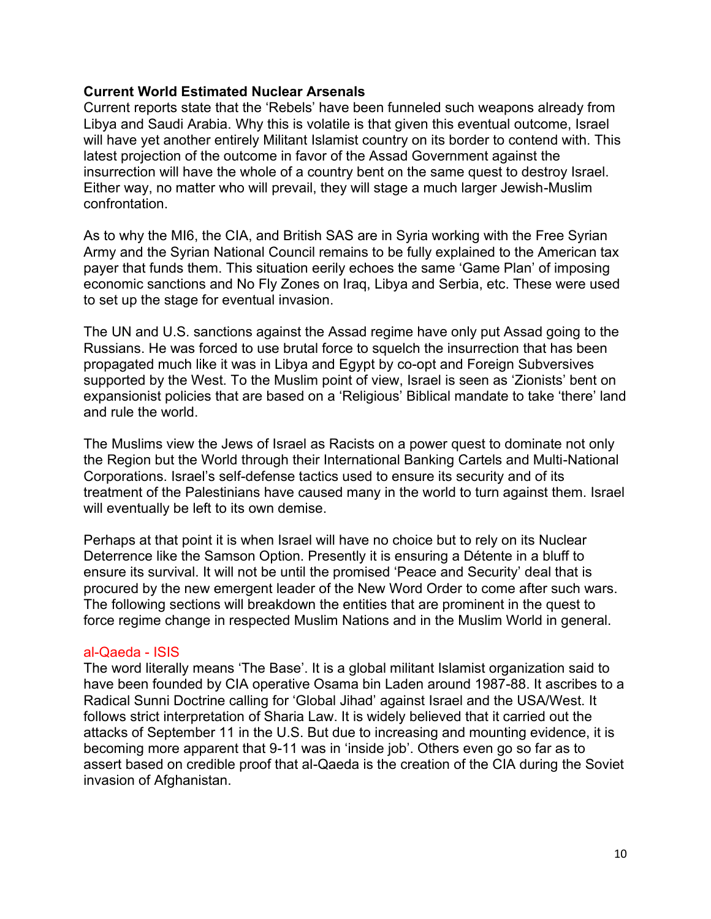**Current World Estimated Nuclear Arsenals**

Current reports state that the 'Rebels' have been funneled such weapons already from Libya and Saudi Arabia. Why this is volatile is that given this eventual outcome, Israel will have yet another entirely Militant Islamist country on its border to contend with. This latest projection of the outcome in favor of the Assad Government against the insurrection will have the whole of a country bent on the same quest to destroy Israel. Either way, no matter who will prevail, they will stage a much larger Jewish-Muslim confrontation.

As to why the MI6, the CIA, and British SAS are in Syria working with the Free Syrian Army and the Syrian National Council remains to be fully explained to the American tax payer that funds them. This situation eerily echoes the same 'Game Plan' of imposing economic sanctions and No Fly Zones on Iraq, Libya and Serbia, etc. These were used to set up the stage for eventual invasion.

The UN and U.S. sanctions against the Assad regime have only put Assad going to the Russians. He was forced to use brutal force to squelch the insurrection that has been propagated much like it was in Libya and Egypt by co-opt and Foreign Subversives supported by the West. To the Muslim point of view, Israel is seen as 'Zionists' bent on expansionist policies that are based on a 'Religious' Biblical mandate to take 'there' land and rule the world.

The Muslims view the Jews of Israel as Racists on a power quest to dominate not only the Region but the World through their International Banking Cartels and Multi-National Corporations. Israel's self-defense tactics used to ensure its security and of its treatment of the Palestinians have caused many in the world to turn against them. Israel will eventually be left to its own demise.

Perhaps at that point it is when Israel will have no choice but to rely on its Nuclear Deterrence like the Samson Option. Presently it is ensuring a Détente in a bluff to ensure its survival. It will not be until the promised 'Peace and Security' deal that is procured by the new emergent leader of the New Word Order to come after such wars. The following sections will breakdown the entities that are prominent in the quest to force regime change in respected Muslim Nations and in the Muslim World in general.

### al-Qaeda - ISIS

The word literally means 'The Base'. It is a global militant Islamist organization said to have been founded by CIA operative Osama bin Laden around 1987-88. It ascribes to a Radical Sunni Doctrine calling for 'Global Jihad' against Israel and the USA/West. It follows strict interpretation of Sharia Law. It is widely believed that it carried out the attacks of September 11 in the U.S. But due to increasing and mounting evidence, it is becoming more apparent that 9-11 was in 'inside job'. Others even go so far as to assert based on credible proof that al-Qaeda is the creation of the CIA during the Soviet invasion of Afghanistan.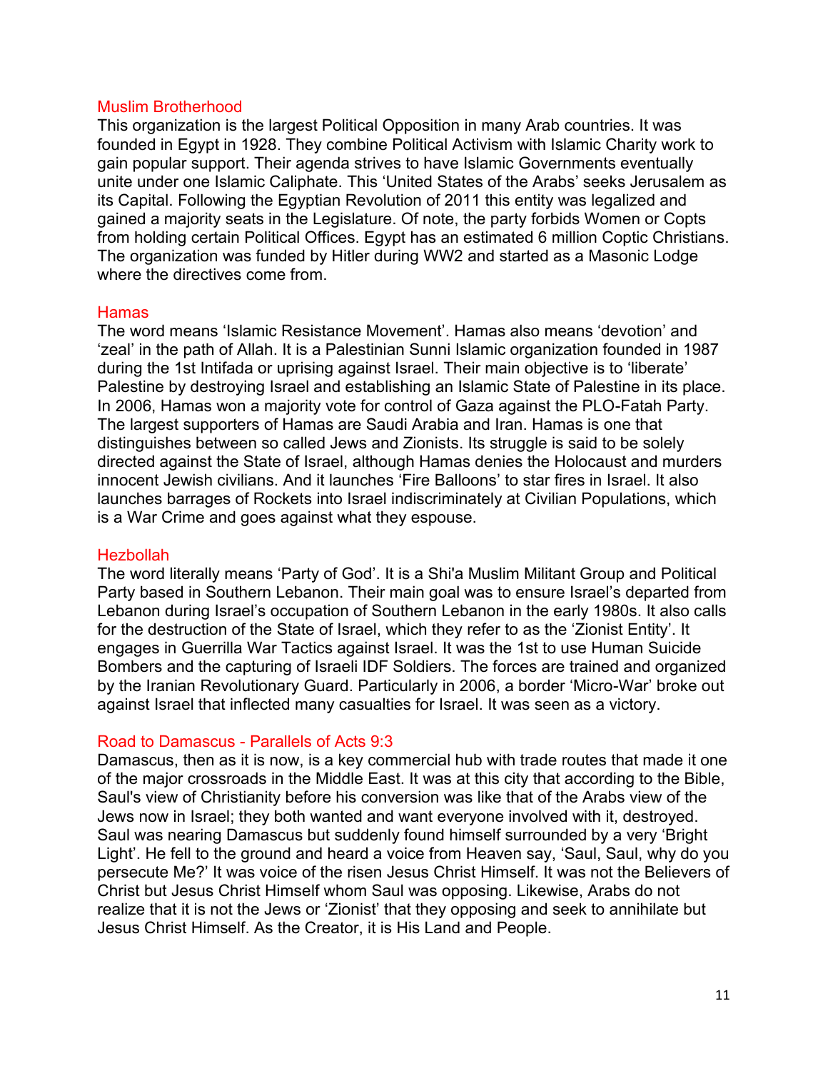## Muslim Brotherhood

This organization is the largest Political Opposition in many Arab countries. It was founded in Egypt in 1928. They combine Political Activism with Islamic Charity work to gain popular support. Their agenda strives to have Islamic Governments eventually unite under one Islamic Caliphate. This 'United States of the Arabs' seeks Jerusalem as its Capital. Following the Egyptian Revolution of 2011 this entity was legalized and gained a majority seats in the Legislature. Of note, the party forbids Women or Copts from holding certain Political Offices. Egypt has an estimated 6 million Coptic Christians. The organization was funded by Hitler during WW2 and started as a Masonic Lodge where the directives come from.

## Hamas

The word means 'Islamic Resistance Movement'. Hamas also means 'devotion' and 'zeal' in the path of Allah. It is a Palestinian Sunni Islamic organization founded in 1987 during the 1st Intifada or uprising against Israel. Their main objective is to 'liberate' Palestine by destroying Israel and establishing an Islamic State of Palestine in its place. In 2006, Hamas won a majority vote for control of Gaza against the PLO-Fatah Party. The largest supporters of Hamas are Saudi Arabia and Iran. Hamas is one that distinguishes between so called Jews and Zionists. Its struggle is said to be solely directed against the State of Israel, although Hamas denies the Holocaust and murders innocent Jewish civilians. And it launches 'Fire Balloons' to star fires in Israel. It also launches barrages of Rockets into Israel indiscriminately at Civilian Populations, which is a War Crime and goes against what they espouse.

## Hezbollah

The word literally means 'Party of God'. It is a Shi'a Muslim Militant Group and Political Party based in Southern Lebanon. Their main goal was to ensure Israel's departed from Lebanon during Israel's occupation of Southern Lebanon in the early 1980s. It also calls for the destruction of the State of Israel, which they refer to as the 'Zionist Entity'. It engages in Guerrilla War Tactics against Israel. It was the 1st to use Human Suicide Bombers and the capturing of Israeli IDF Soldiers. The forces are trained and organized by the Iranian Revolutionary Guard. Particularly in 2006, a border 'Micro-War' broke out against Israel that inflected many casualties for Israel. It was seen as a victory.

## Road to Damascus - Parallels of Acts 9:3

Damascus, then as it is now, is a key commercial hub with trade routes that made it one of the major crossroads in the Middle East. It was at this city that according to the Bible, Saul's view of Christianity before his conversion was like that of the Arabs view of the Jews now in Israel; they both wanted and want everyone involved with it, destroyed. Saul was nearing Damascus but suddenly found himself surrounded by a very 'Bright Light'. He fell to the ground and heard a voice from Heaven say, 'Saul, Saul, why do you persecute Me?' It was voice of the risen Jesus Christ Himself. It was not the Believers of Christ but Jesus Christ Himself whom Saul was opposing. Likewise, Arabs do not realize that it is not the Jews or 'Zionist' that they opposing and seek to annihilate but Jesus Christ Himself. As the Creator, it is His Land and People.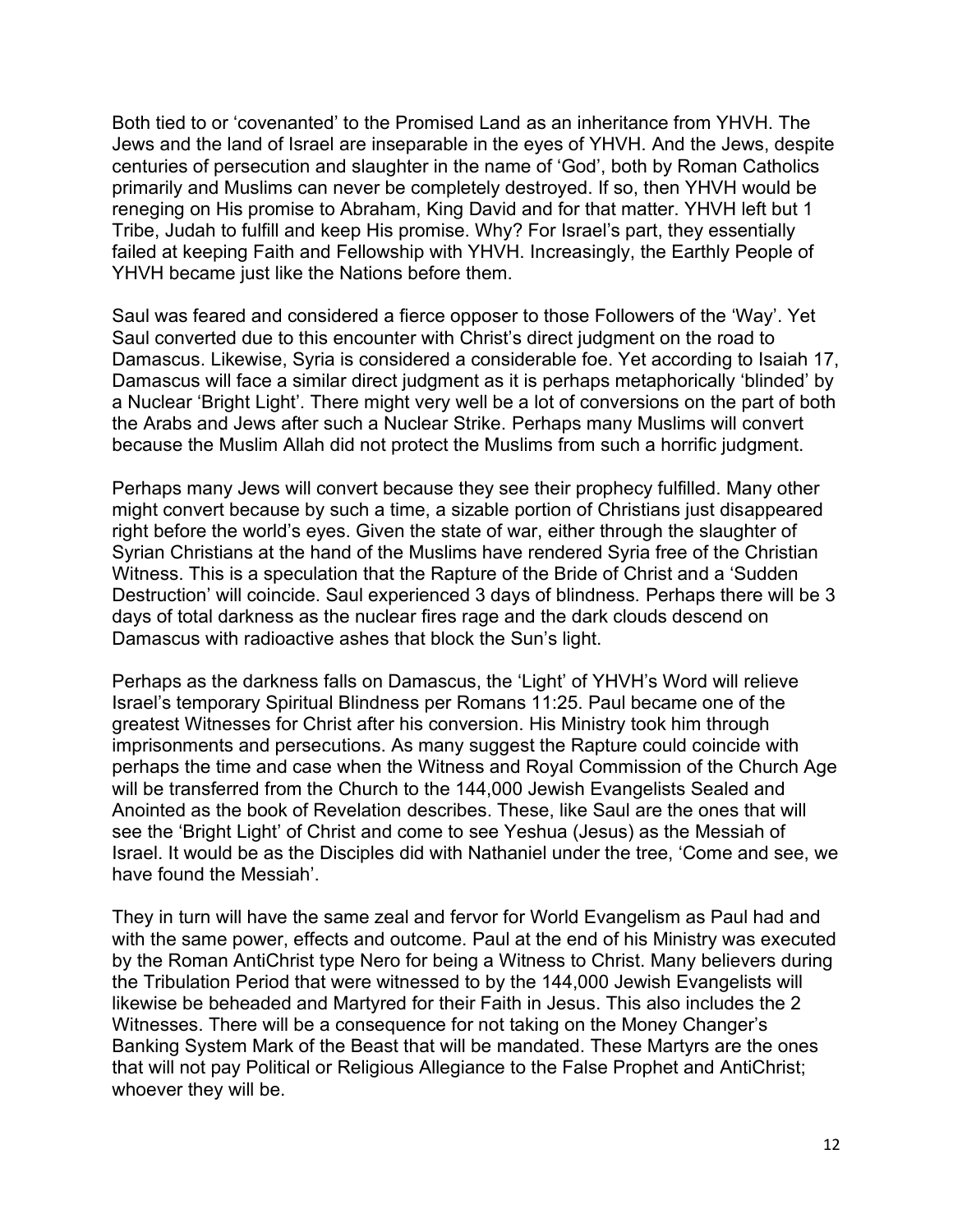Both tied to or 'covenanted' to the Promised Land as an inheritance from YHVH. The Jews and the land of Israel are inseparable in the eyes of YHVH. And the Jews, despite centuries of persecution and slaughter in the name of 'God', both by Roman Catholics primarily and Muslims can never be completely destroyed. If so, then YHVH would be reneging on His promise to Abraham, King David and for that matter. YHVH left but 1 Tribe, Judah to fulfill and keep His promise. Why? For Israel's part, they essentially failed at keeping Faith and Fellowship with YHVH. Increasingly, the Earthly People of YHVH became just like the Nations before them.

Saul was feared and considered a fierce opposer to those Followers of the 'Way'. Yet Saul converted due to this encounter with Christ's direct judgment on the road to Damascus. Likewise, Syria is considered a considerable foe. Yet according to Isaiah 17, Damascus will face a similar direct judgment as it is perhaps metaphorically 'blinded' by a Nuclear 'Bright Light'. There might very well be a lot of conversions on the part of both the Arabs and Jews after such a Nuclear Strike. Perhaps many Muslims will convert because the Muslim Allah did not protect the Muslims from such a horrific judgment.

Perhaps many Jews will convert because they see their prophecy fulfilled. Many other might convert because by such a time, a sizable portion of Christians just disappeared right before the world's eyes. Given the state of war, either through the slaughter of Syrian Christians at the hand of the Muslims have rendered Syria free of the Christian Witness. This is a speculation that the Rapture of the Bride of Christ and a 'Sudden Destruction' will coincide. Saul experienced 3 days of blindness. Perhaps there will be 3 days of total darkness as the nuclear fires rage and the dark clouds descend on Damascus with radioactive ashes that block the Sun's light.

Perhaps as the darkness falls on Damascus, the 'Light' of YHVH's Word will relieve Israel's temporary Spiritual Blindness per Romans 11:25. Paul became one of the greatest Witnesses for Christ after his conversion. His Ministry took him through imprisonments and persecutions. As many suggest the Rapture could coincide with perhaps the time and case when the Witness and Royal Commission of the Church Age will be transferred from the Church to the 144,000 Jewish Evangelists Sealed and Anointed as the book of Revelation describes. These, like Saul are the ones that will see the 'Bright Light' of Christ and come to see Yeshua (Jesus) as the Messiah of Israel. It would be as the Disciples did with Nathaniel under the tree, 'Come and see, we have found the Messiah'.

They in turn will have the same zeal and fervor for World Evangelism as Paul had and with the same power, effects and outcome. Paul at the end of his Ministry was executed by the Roman AntiChrist type Nero for being a Witness to Christ. Many believers during the Tribulation Period that were witnessed to by the 144,000 Jewish Evangelists will likewise be beheaded and Martyred for their Faith in Jesus. This also includes the 2 Witnesses. There will be a consequence for not taking on the Money Changer's Banking System Mark of the Beast that will be mandated. These Martyrs are the ones that will not pay Political or Religious Allegiance to the False Prophet and AntiChrist; whoever they will be.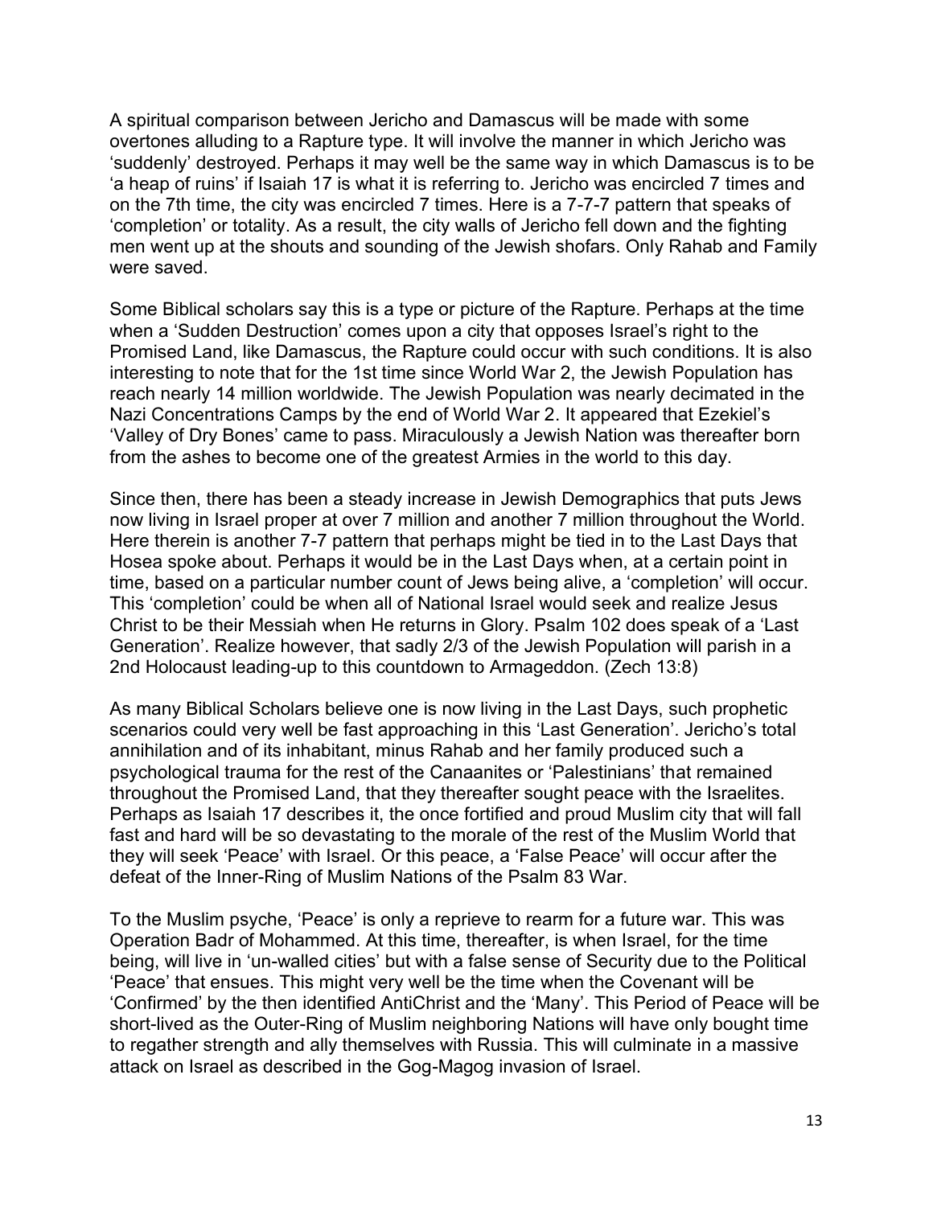A spiritual comparison between Jericho and Damascus will be made with some overtones alluding to a Rapture type. It will involve the manner in which Jericho was 'suddenly' destroyed. Perhaps it may well be the same way in which Damascus is to be 'a heap of ruins' if Isaiah 17 is what it is referring to. Jericho was encircled 7 times and on the 7th time, the city was encircled 7 times. Here is a 7-7-7 pattern that speaks of 'completion' or totality. As a result, the city walls of Jericho fell down and the fighting men went up at the shouts and sounding of the Jewish shofars. Only Rahab and Family were saved.

Some Biblical scholars say this is a type or picture of the Rapture. Perhaps at the time when a 'Sudden Destruction' comes upon a city that opposes Israel's right to the Promised Land, like Damascus, the Rapture could occur with such conditions. It is also interesting to note that for the 1st time since World War 2, the Jewish Population has reach nearly 14 million worldwide. The Jewish Population was nearly decimated in the Nazi Concentrations Camps by the end of World War 2. It appeared that Ezekiel's 'Valley of Dry Bones' came to pass. Miraculously a Jewish Nation was thereafter born from the ashes to become one of the greatest Armies in the world to this day.

Since then, there has been a steady increase in Jewish Demographics that puts Jews now living in Israel proper at over 7 million and another 7 million throughout the World. Here therein is another 7-7 pattern that perhaps might be tied in to the Last Days that Hosea spoke about. Perhaps it would be in the Last Days when, at a certain point in time, based on a particular number count of Jews being alive, a 'completion' will occur. This 'completion' could be when all of National Israel would seek and realize Jesus Christ to be their Messiah when He returns in Glory. Psalm 102 does speak of a 'Last Generation'. Realize however, that sadly 2/3 of the Jewish Population will parish in a 2nd Holocaust leading-up to this countdown to Armageddon. (Zech 13:8)

As many Biblical Scholars believe one is now living in the Last Days, such prophetic scenarios could very well be fast approaching in this 'Last Generation'. Jericho's total annihilation and of its inhabitant, minus Rahab and her family produced such a psychological trauma for the rest of the Canaanites or 'Palestinians' that remained throughout the Promised Land, that they thereafter sought peace with the Israelites. Perhaps as Isaiah 17 describes it, the once fortified and proud Muslim city that will fall fast and hard will be so devastating to the morale of the rest of the Muslim World that they will seek 'Peace' with Israel. Or this peace, a 'False Peace' will occur after the defeat of the Inner-Ring of Muslim Nations of the Psalm 83 War.

To the Muslim psyche, 'Peace' is only a reprieve to rearm for a future war. This was Operation Badr of Mohammed. At this time, thereafter, is when Israel, for the time being, will live in 'un-walled cities' but with a false sense of Security due to the Political 'Peace' that ensues. This might very well be the time when the Covenant will be 'Confirmed' by the then identified AntiChrist and the 'Many'. This Period of Peace will be short-lived as the Outer-Ring of Muslim neighboring Nations will have only bought time to regather strength and ally themselves with Russia. This will culminate in a massive attack on Israel as described in the Gog-Magog invasion of Israel.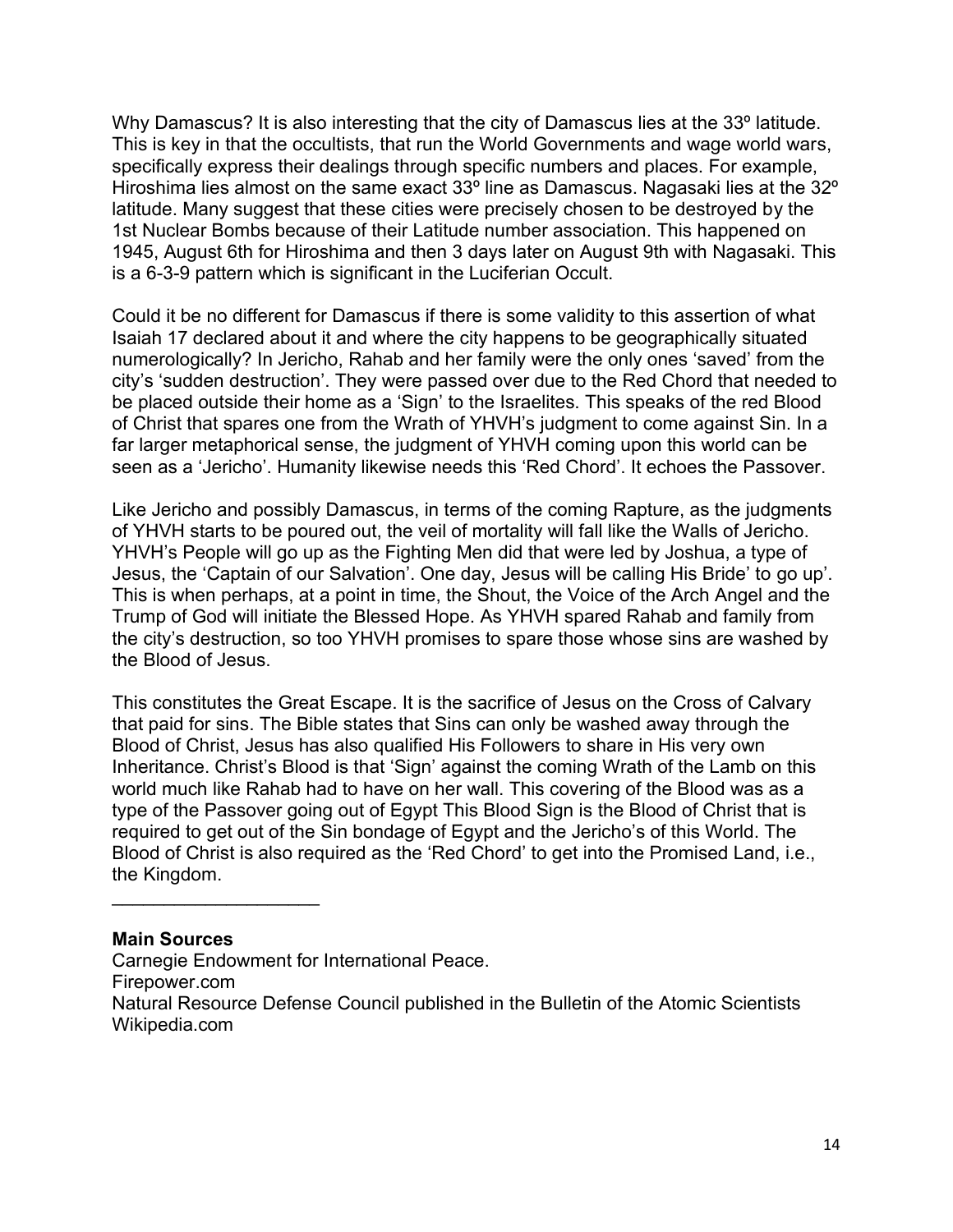Why Damascus? It is also interesting that the city of Damascus lies at the 33º latitude. This is key in that the occultists, that run the World Governments and wage world wars, specifically express their dealings through specific numbers and places. For example, Hiroshima lies almost on the same exact 33º line as Damascus. Nagasaki lies at the 32º latitude. Many suggest that these cities were precisely chosen to be destroyed by the 1st Nuclear Bombs because of their Latitude number association. This happened on 1945, August 6th for Hiroshima and then 3 days later on August 9th with Nagasaki. This is a 6-3-9 pattern which is significant in the Luciferian Occult.

Could it be no different for Damascus if there is some validity to this assertion of what Isaiah 17 declared about it and where the city happens to be geographically situated numerologically? In Jericho, Rahab and her family were the only ones 'saved' from the city's 'sudden destruction'. They were passed over due to the Red Chord that needed to be placed outside their home as a 'Sign' to the Israelites. This speaks of the red Blood of Christ that spares one from the Wrath of YHVH's judgment to come against Sin. In a far larger metaphorical sense, the judgment of YHVH coming upon this world can be seen as a 'Jericho'. Humanity likewise needs this 'Red Chord'. It echoes the Passover.

Like Jericho and possibly Damascus, in terms of the coming Rapture, as the judgments of YHVH starts to be poured out, the veil of mortality will fall like the Walls of Jericho. YHVH's People will go up as the Fighting Men did that were led by Joshua, a type of Jesus, the 'Captain of our Salvation'. One day, Jesus will be calling His Bride' to go up'. This is when perhaps, at a point in time, the Shout, the Voice of the Arch Angel and the Trump of God will initiate the Blessed Hope. As YHVH spared Rahab and family from the city's destruction, so too YHVH promises to spare those whose sins are washed by the Blood of Jesus.

This constitutes the Great Escape. It is the sacrifice of Jesus on the Cross of Calvary that paid for sins. The Bible states that Sins can only be washed away through the Blood of Christ, Jesus has also qualified His Followers to share in His very own Inheritance. Christ's Blood is that 'Sign' against the coming Wrath of the Lamb on this world much like Rahab had to have on her wall. This covering of the Blood was as a type of the Passover going out of Egypt This Blood Sign is the Blood of Christ that is required to get out of the Sin bondage of Egypt and the Jericho's of this World. The Blood of Christ is also required as the 'Red Chord' to get into the Promised Land, i.e., the Kingdom.

---

**Main Sources**

Carnegie Endowment for International Peace.
Firepower.com
Natural Resource Defense Council published in the Bulletin of the Atomic Scientists
Wikipedia.com